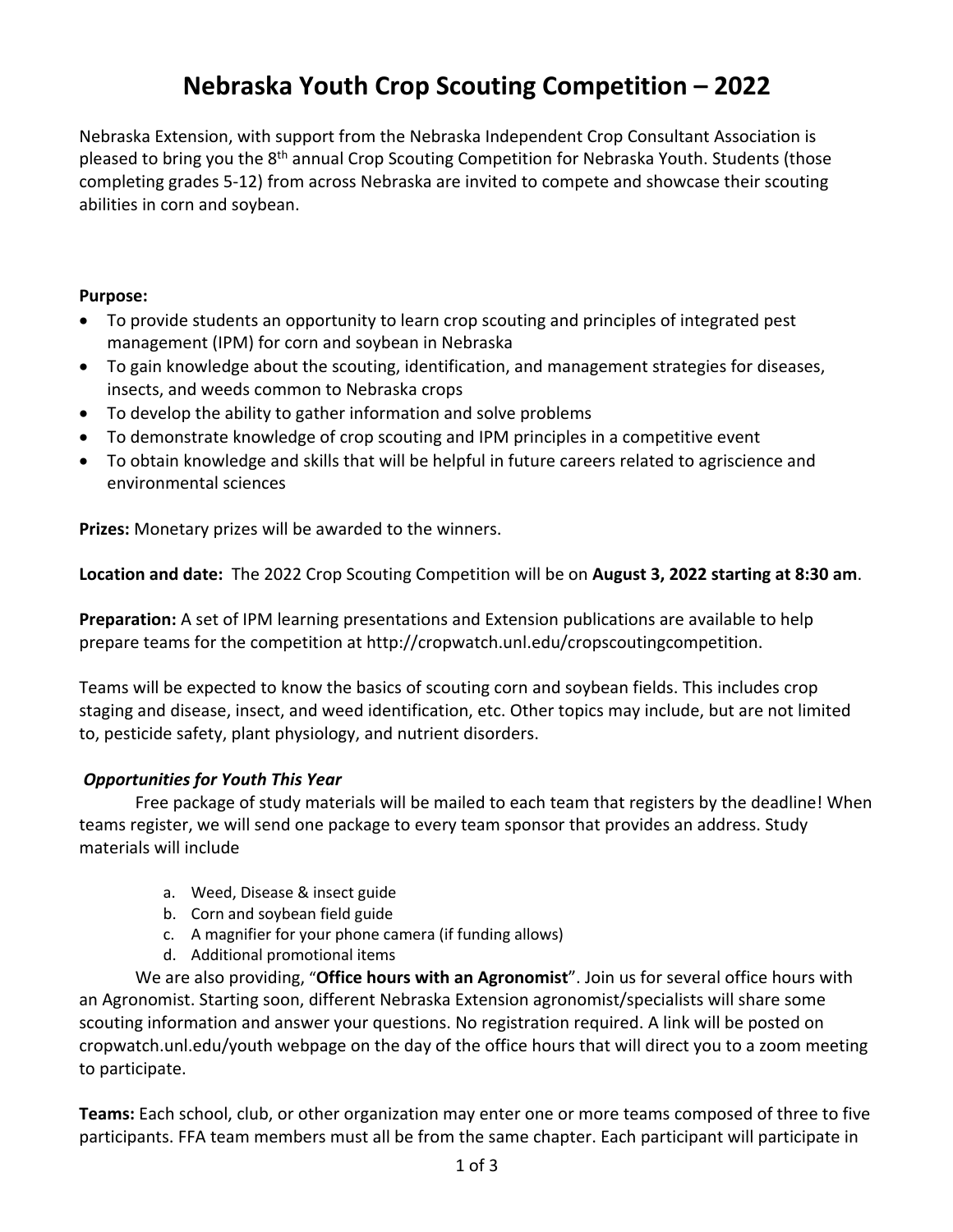# Nebraska Youth Crop Scouting Competition – 2022

Nebraska Extension, with support from the Nebraska Independent Crop Consultant Association is pleased to bring you the 8th annual Crop Scouting Competition for Nebraska Youth. Students (those completing grades 5-12) from across Nebraska are invited to compete and showcase their scouting abilities in corn and soybean.

**Purpose:**

- To provide students an opportunity to learn crop scouting and principles of integrated pest management (IPM) for corn and soybean in Nebraska
- To gain knowledge about the scouting, identification, and management strategies for diseases, insects, and weeds common to Nebraska crops
- To develop the ability to gather information and solve problems
- To demonstrate knowledge of crop scouting and IPM principles in a competitive event
- To obtain knowledge and skills that will be helpful in future careers related to agriscience and environmental sciences

**Prizes:** Monetary prizes will be awarded to the winners.

**Location and date:** The 2022 Crop Scouting Competition will be on **August 3, 2022 starting at 8:30 am**.

**Preparation:** A set of IPM learning presentations and Extension publications are available to help prepare teams for the competition at http://cropwatch.unl.edu/cropscoutingcompetition.

Teams will be expected to know the basics of scouting corn and soybean fields. This includes crop staging and disease, insect, and weed identification, etc. Other topics may include, but are not limited to, pesticide safety, plant physiology, and nutrient disorders.

***Opportunities for Youth This Year***

Free package of study materials will be mailed to each team that registers by the deadline! When teams register, we will send one package to every team sponsor that provides an address. Study materials will include

a. Weed, Disease & insect guide
b. Corn and soybean field guide
c. A magnifier for your phone camera (if funding allows)
d. Additional promotional items

We are also providing, "**Office hours with an Agronomist**". Join us for several office hours with an Agronomist. Starting soon, different Nebraska Extension agronomist/specialists will share some scouting information and answer your questions. No registration required. A link will be posted on cropwatch.unl.edu/youth webpage on the day of the office hours that will direct you to a zoom meeting to participate.

**Teams:** Each school, club, or other organization may enter one or more teams composed of three to five participants. FFA team members must all be from the same chapter. Each participant will participate in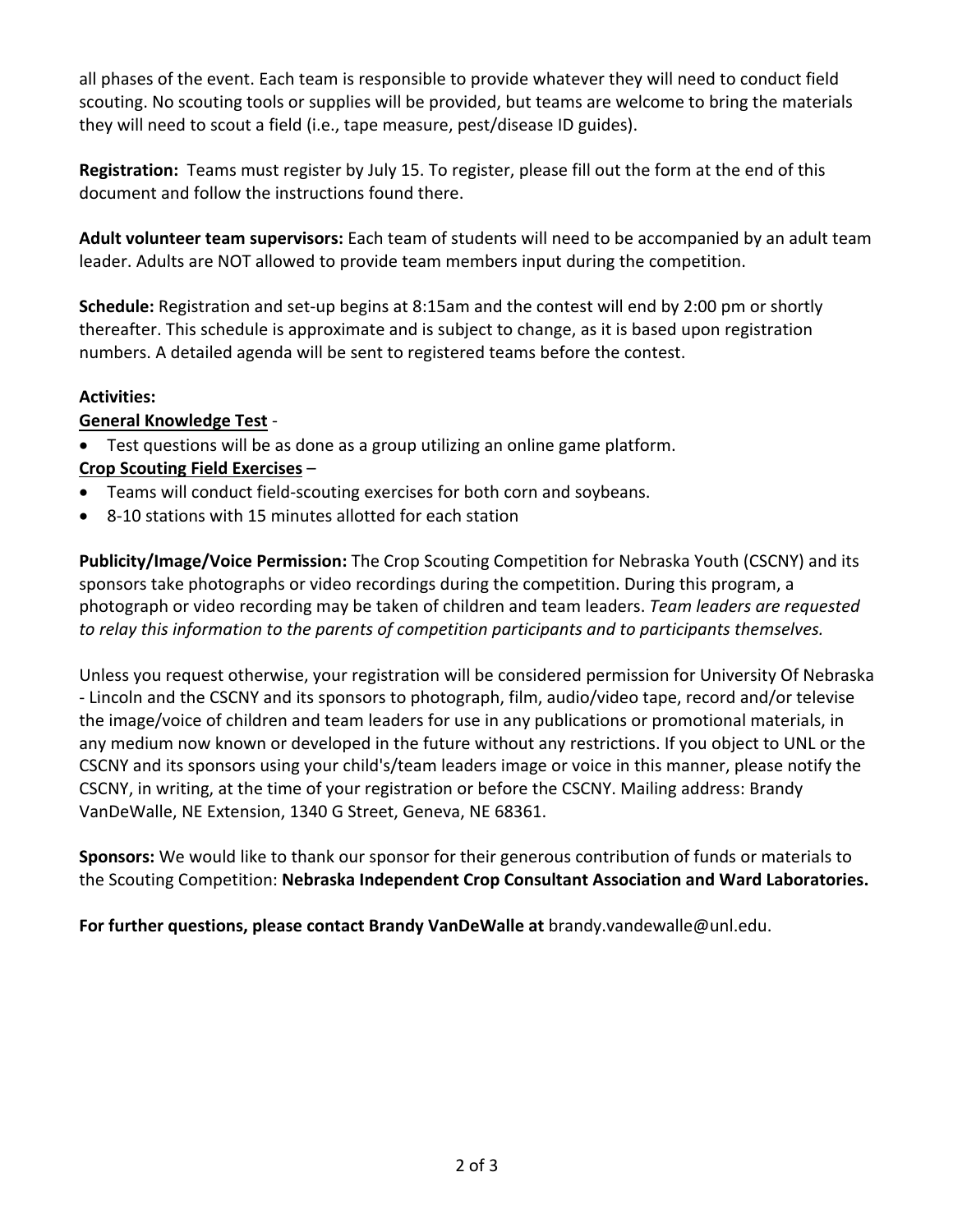all phases of the event. Each team is responsible to provide whatever they will need to conduct field scouting. No scouting tools or supplies will be provided, but teams are welcome to bring the materials they will need to scout a field (i.e., tape measure, pest/disease ID guides).

**Registration:** Teams must register by July 15. To register, please fill out the form at the end of this document and follow the instructions found there.

**Adult volunteer team supervisors:** Each team of students will need to be accompanied by an adult team leader. Adults are NOT allowed to provide team members input during the competition.

**Schedule:** Registration and set-up begins at 8:15am and the contest will end by 2:00 pm or shortly thereafter. This schedule is approximate and is subject to change, as it is based upon registration numbers. A detailed agenda will be sent to registered teams before the contest.

**Activities:**

**General Knowledge Test** -

- Test questions will be as done as a group utilizing an online game platform.

**Crop Scouting Field Exercises** –

- Teams will conduct field-scouting exercises for both corn and soybeans.
- 8-10 stations with 15 minutes allotted for each station

**Publicity/Image/Voice Permission:** The Crop Scouting Competition for Nebraska Youth (CSCNY) and its sponsors take photographs or video recordings during the competition. During this program, a photograph or video recording may be taken of children and team leaders. *Team leaders are requested to relay this information to the parents of competition participants and to participants themselves.*

Unless you request otherwise, your registration will be considered permission for University Of Nebraska - Lincoln and the CSCNY and its sponsors to photograph, film, audio/video tape, record and/or televise the image/voice of children and team leaders for use in any publications or promotional materials, in any medium now known or developed in the future without any restrictions. If you object to UNL or the CSCNY and its sponsors using your child's/team leaders image or voice in this manner, please notify the CSCNY, in writing, at the time of your registration or before the CSCNY. Mailing address: Brandy VanDeWalle, NE Extension, 1340 G Street, Geneva, NE 68361.

**Sponsors:** We would like to thank our sponsor for their generous contribution of funds or materials to the Scouting Competition: **Nebraska Independent Crop Consultant Association and Ward Laboratories.**

**For further questions, please contact Brandy VanDeWalle at** brandy.vandewalle@unl.edu.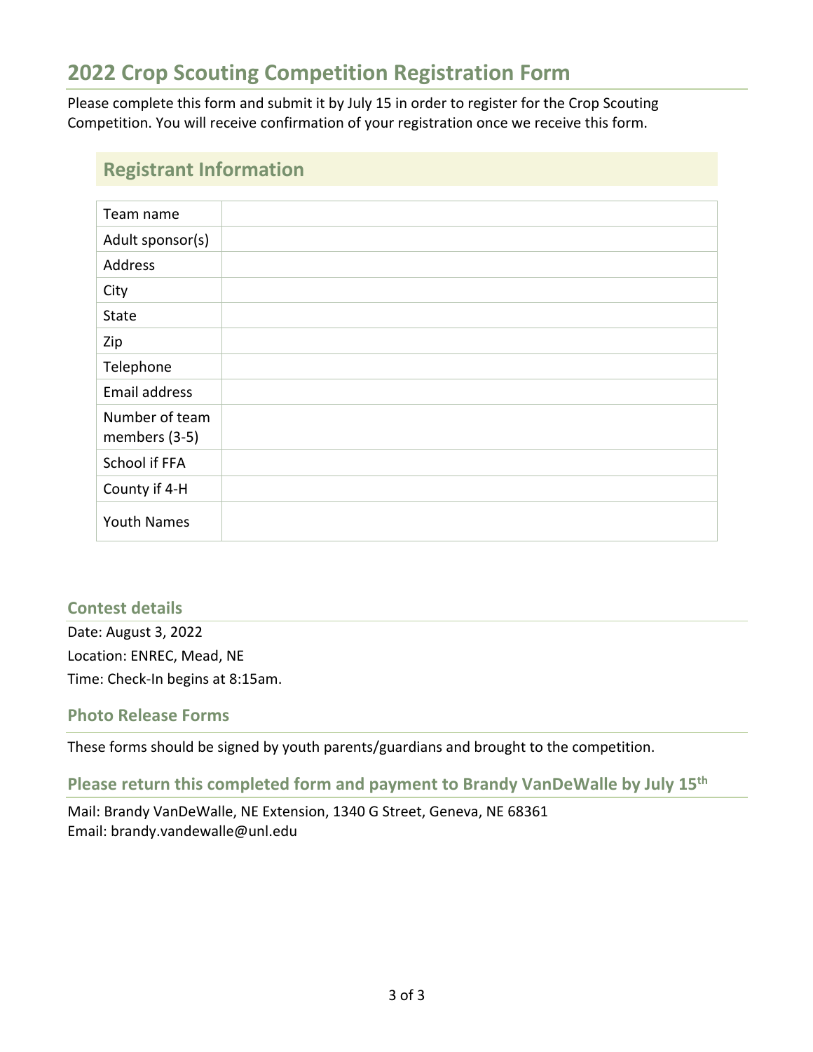# 2022 Crop Scouting Competition Registration Form

Please complete this form and submit it by July 15 in order to register for the Crop Scouting Competition. You will receive confirmation of your registration once we receive this form.

## Registrant Information

| | |
|---|---|
| Team name | |
| Adult sponsor(s) | |
| Address | |
| City | |
| State | |
| Zip | |
| Telephone | |
| Email address | |
| Number of team members (3-5) | |
| School if FFA | |
| County if 4-H | |
| Youth Names | |

### Contest details

Date: August 3, 2022

Location: ENREC, Mead, NE

Time: Check-In begins at 8:15am.

### Photo Release Forms

These forms should be signed by youth parents/guardians and brought to the competition.

### Please return this completed form and payment to Brandy VanDeWalle by July 15th

Mail: Brandy VanDeWalle, NE Extension, 1340 G Street, Geneva, NE 68361
Email: brandy.vandewalle@unl.edu